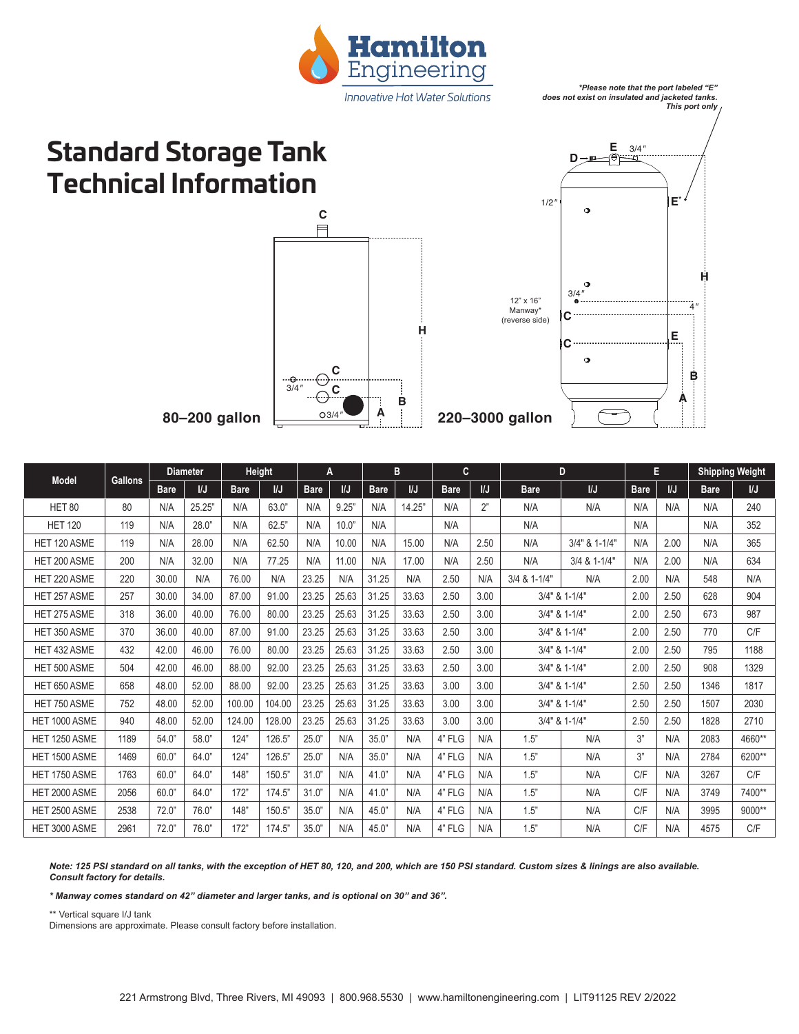Hamilton Engineering

*Innovative Hot Water Solutions*

***Please note that the port labeled "E" does not exist on insulated and jacketed tanks. This port only***

# Standard Storage Tank Technical Information

**80–200 gallon**

**220–3000 gallon**

12" x 16" Manway* (reverse side)

| Model | Gallons | Diameter | | Height | | A | | B | | C | | D | | E | | Shipping Weight | |
|---|---|---|---|---|---|---|---|---|---|---|---|---|---|---|---|---|---|
| | | Bare | I/J | Bare | I/J | Bare | I/J | Bare | I/J | Bare | I/J | Bare | I/J | Bare | I/J | Bare | I/J |
| HET 80 | 80 | N/A | 25.25" | N/A | 63.0" | N/A | 9.25" | N/A | 14.25" | N/A | 2" | N/A | N/A | N/A | N/A | N/A | 240 |
| HET 120 | 119 | N/A | 28.0" | N/A | 62.5" | N/A | 10.0" | N/A | | N/A | | N/A | | N/A | | N/A | 352 |
| HET 120 ASME | 119 | N/A | 28.00 | N/A | 62.50 | N/A | 10.00 | N/A | 15.00 | N/A | 2.50 | N/A | 3/4" & 1-1/4" | N/A | 2.00 | N/A | 365 |
| HET 200 ASME | 200 | N/A | 32.00 | N/A | 77.25 | N/A | 11.00 | N/A | 17.00 | N/A | 2.50 | N/A | 3/4 & 1-1/4" | N/A | 2.00 | N/A | 634 |
| HET 220 ASME | 220 | 30.00 | N/A | 76.00 | N/A | 23.25 | N/A | 31.25 | N/A | 2.50 | N/A | 3/4 & 1-1/4" | N/A | 2.00 | N/A | 548 | N/A |
| HET 257 ASME | 257 | 30.00 | 34.00 | 87.00 | 91.00 | 23.25 | 25.63 | 31.25 | 33.63 | 2.50 | 3.00 | 3/4" & 1-1/4" | | 2.00 | 2.50 | 628 | 904 |
| HET 275 ASME | 318 | 36.00 | 40.00 | 76.00 | 80.00 | 23.25 | 25.63 | 31.25 | 33.63 | 2.50 | 3.00 | 3/4" & 1-1/4" | | 2.00 | 2.50 | 673 | 987 |
| HET 350 ASME | 370 | 36.00 | 40.00 | 87.00 | 91.00 | 23.25 | 25.63 | 31.25 | 33.63 | 2.50 | 3.00 | 3/4" & 1-1/4" | | 2.00 | 2.50 | 770 | C/F |
| HET 432 ASME | 432 | 42.00 | 46.00 | 76.00 | 80.00 | 23.25 | 25.63 | 31.25 | 33.63 | 2.50 | 3.00 | 3/4" & 1-1/4" | | 2.00 | 2.50 | 795 | 1188 |
| HET 500 ASME | 504 | 42.00 | 46.00 | 88.00 | 92.00 | 23.25 | 25.63 | 31.25 | 33.63 | 2.50 | 3.00 | 3/4" & 1-1/4" | | 2.00 | 2.50 | 908 | 1329 |
| HET 650 ASME | 658 | 48.00 | 52.00 | 88.00 | 92.00 | 23.25 | 25.63 | 31.25 | 33.63 | 3.00 | 3.00 | 3/4" & 1-1/4" | | 2.50 | 2.50 | 1346 | 1817 |
| HET 750 ASME | 752 | 48.00 | 52.00 | 100.00 | 104.00 | 23.25 | 25.63 | 31.25 | 33.63 | 3.00 | 3.00 | 3/4" & 1-1/4" | | 2.50 | 2.50 | 1507 | 2030 |
| HET 1000 ASME | 940 | 48.00 | 52.00 | 124.00 | 128.00 | 23.25 | 25.63 | 31.25 | 33.63 | 3.00 | 3.00 | 3/4" & 1-1/4" | | 2.50 | 2.50 | 1828 | 2710 |
| HET 1250 ASME | 1189 | 54.0" | 58.0" | 124" | 126.5" | 25.0" | N/A | 35.0" | N/A | 4" FLG | N/A | 1.5" | N/A | 3" | N/A | 2083 | 4660** |
| HET 1500 ASME | 1469 | 60.0" | 64.0" | 124" | 126.5" | 25.0" | N/A | 35.0" | N/A | 4" FLG | N/A | 1.5" | N/A | 3" | N/A | 2784 | 6200** |
| HET 1750 ASME | 1763 | 60.0" | 64.0" | 148" | 150.5" | 31.0" | N/A | 41.0" | N/A | 4" FLG | N/A | 1.5" | N/A | C/F | N/A | 3267 | C/F |
| HET 2000 ASME | 2056 | 60.0" | 64.0" | 172" | 174.5" | 31.0" | N/A | 41.0" | N/A | 4" FLG | N/A | 1.5" | N/A | C/F | N/A | 3749 | 7400** |
| HET 2500 ASME | 2538 | 72.0" | 76.0" | 148" | 150.5" | 35.0" | N/A | 45.0" | N/A | 4" FLG | N/A | 1.5" | N/A | C/F | N/A | 3995 | 9000** |
| HET 3000 ASME | 2961 | 72.0" | 76.0" | 172" | 174.5" | 35.0" | N/A | 45.0" | N/A | 4" FLG | N/A | 1.5" | N/A | C/F | N/A | 4575 | C/F |

***Note: 125 PSI standard on all tanks, with the exception of HET 80, 120, and 200, which are 150 PSI standard. Custom sizes & linings are also available. Consult factory for details.***

***\* Manway comes standard on 42" diameter and larger tanks, and is optional on 30" and 36".***

** Vertical square I/J tank

Dimensions are approximate. Please consult factory before installation.

221 Armstrong Blvd, Three Rivers, MI 49093 | 800.968.5530 | www.hamiltonengineering.com | LIT91125 REV 2/2022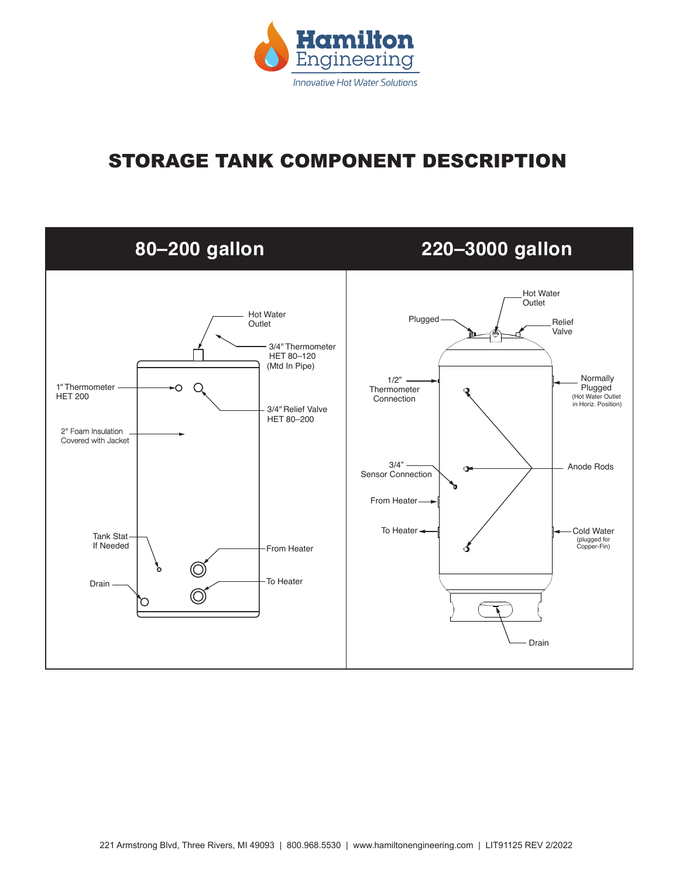Hamilton Engineering

*Innovative Hot Water Solutions*

# STORAGE TANK COMPONENT DESCRIPTION

## 80–200 gallon

Hot Water Outlet

3/4″ Thermometer HET 80–120 (Mtd In Pipe)

1″ Thermometer HET 200

3/4″ Relief Valve HET 80–200

2″ Foam Insulation Covered with Jacket

Tank Stat If Needed

From Heater

Drain

To Heater

## 220–3000 gallon

Hot Water Outlet

Plugged

Relief Valve

1/2″ Thermometer Connection

Normally Plugged (Hot Water Outlet in Horiz. Position)

3/4″ Sensor Connection

Anode Rods

From Heater

To Heater

Cold Water (plugged for Copper-Fin)

Drain

221 Armstrong Blvd, Three Rivers, MI 49093 | 800.968.5530 | www.hamiltonengineering.com | LIT91125 REV 2/2022